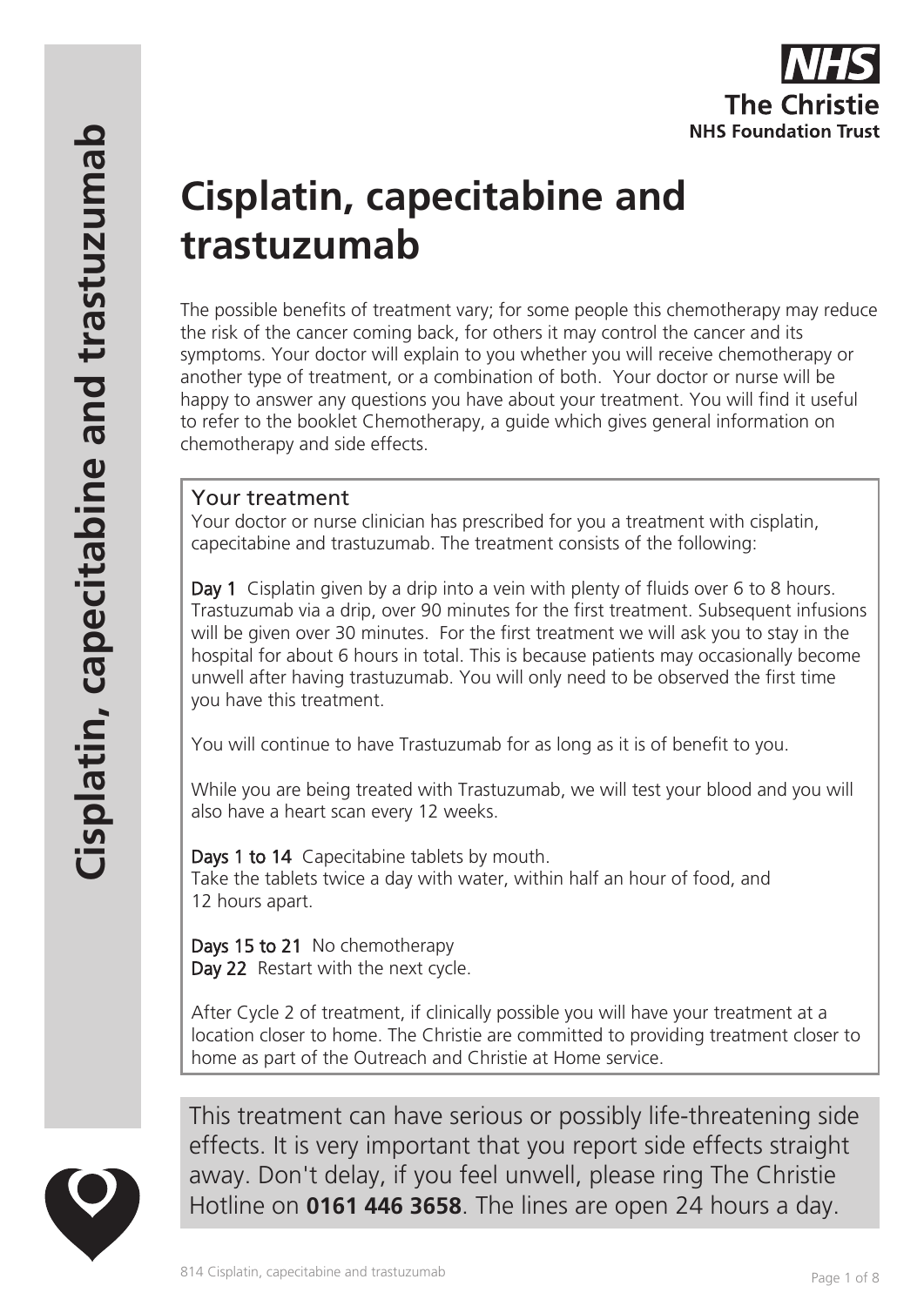# Cisplatin, capecitabine and trastuzumab

The possible benefits of treatment vary; for some people this chemotherapy may reduce the risk of the cancer coming back, for others it may control the cancer and its symptoms. Your doctor will explain to you whether you will receive chemotherapy or another type of treatment, or a combination of both. Your doctor or nurse will be happy to answer any questions you have about your treatment. You will find it useful to refer to the booklet Chemotherapy, a guide which gives general information on chemotherapy and side effects.

## Your treatment

Your doctor or nurse clinician has prescribed for you a treatment with cisplatin, capecitabine and trastuzumab. The treatment consists of the following:

**Day 1** Cisplatin given by a drip into a vein with plenty of fluids over 6 to 8 hours. Trastuzumab via a drip, over 90 minutes for the first treatment. Subsequent infusions will be given over 30 minutes. For the first treatment we will ask you to stay in the hospital for about 6 hours in total. This is because patients may occasionally become unwell after having trastuzumab. You will only need to be observed the first time you have this treatment.

You will continue to have Trastuzumab for as long as it is of benefit to you.

While you are being treated with Trastuzumab, we will test your blood and you will also have a heart scan every 12 weeks.

**Days 1 to 14** Capecitabine tablets by mouth.
Take the tablets twice a day with water, within half an hour of food, and 12 hours apart.

**Days 15 to 21** No chemotherapy
**Day 22** Restart with the next cycle.

After Cycle 2 of treatment, if clinically possible you will have your treatment at a location closer to home. The Christie are committed to providing treatment closer to home as part of the Outreach and Christie at Home service.

This treatment can have serious or possibly life-threatening side effects. It is very important that you report side effects straight away. Don't delay, if you feel unwell, please ring The Christie Hotline on **0161 446 3658**. The lines are open 24 hours a day.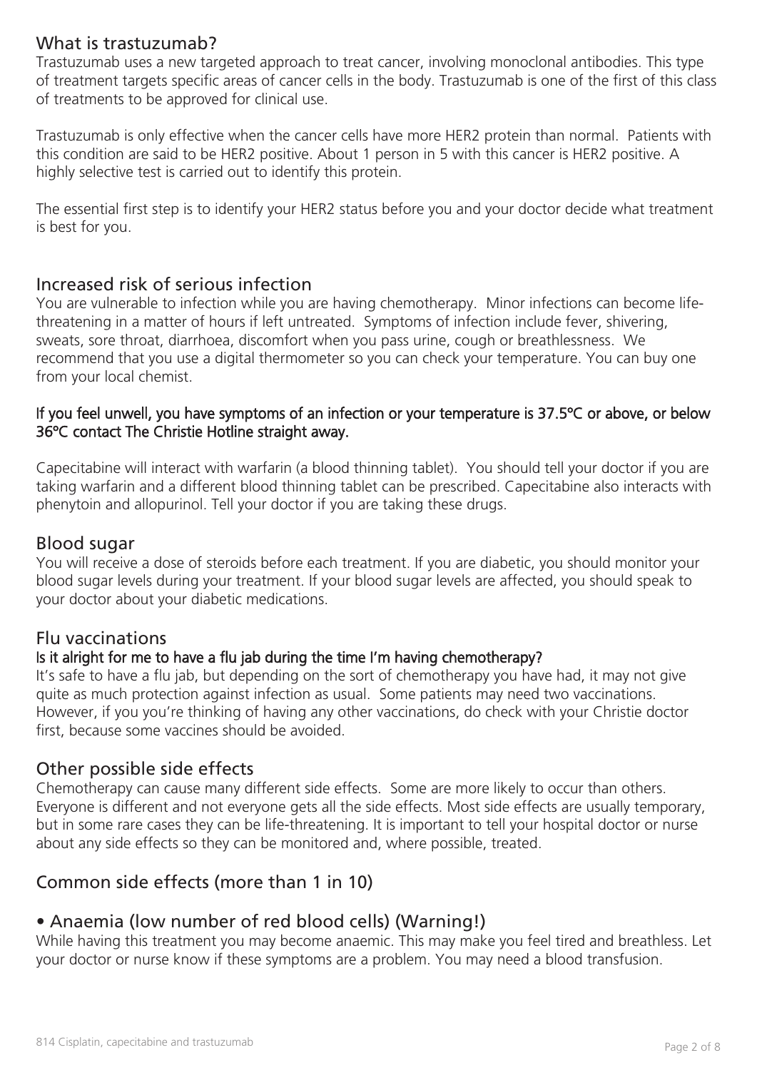## What is trastuzumab?

Trastuzumab uses a new targeted approach to treat cancer, involving monoclonal antibodies. This type of treatment targets specific areas of cancer cells in the body. Trastuzumab is one of the first of this class of treatments to be approved for clinical use.

Trastuzumab is only effective when the cancer cells have more HER2 protein than normal. Patients with this condition are said to be HER2 positive. About 1 person in 5 with this cancer is HER2 positive. A highly selective test is carried out to identify this protein.

The essential first step is to identify your HER2 status before you and your doctor decide what treatment is best for you.

## Increased risk of serious infection

You are vulnerable to infection while you are having chemotherapy. Minor infections can become life-threatening in a matter of hours if left untreated. Symptoms of infection include fever, shivering, sweats, sore throat, diarrhoea, discomfort when you pass urine, cough or breathlessness. We recommend that you use a digital thermometer so you can check your temperature. You can buy one from your local chemist.

**If you feel unwell, you have symptoms of an infection or your temperature is 37.5ºC or above, or below 36ºC contact The Christie Hotline straight away.**

Capecitabine will interact with warfarin (a blood thinning tablet). You should tell your doctor if you are taking warfarin and a different blood thinning tablet can be prescribed. Capecitabine also interacts with phenytoin and allopurinol. Tell your doctor if you are taking these drugs.

## Blood sugar

You will receive a dose of steroids before each treatment. If you are diabetic, you should monitor your blood sugar levels during your treatment. If your blood sugar levels are affected, you should speak to your doctor about your diabetic medications.

## Flu vaccinations

**Is it alright for me to have a flu jab during the time I'm having chemotherapy?**

It's safe to have a flu jab, but depending on the sort of chemotherapy you have had, it may not give quite as much protection against infection as usual. Some patients may need two vaccinations. However, if you you're thinking of having any other vaccinations, do check with your Christie doctor first, because some vaccines should be avoided.

## Other possible side effects

Chemotherapy can cause many different side effects. Some are more likely to occur than others. Everyone is different and not everyone gets all the side effects. Most side effects are usually temporary, but in some rare cases they can be life-threatening. It is important to tell your hospital doctor or nurse about any side effects so they can be monitored and, where possible, treated.

## Common side effects (more than 1 in 10)

### • Anaemia (low number of red blood cells) (Warning!)

While having this treatment you may become anaemic. This may make you feel tired and breathless. Let your doctor or nurse know if these symptoms are a problem. You may need a blood transfusion.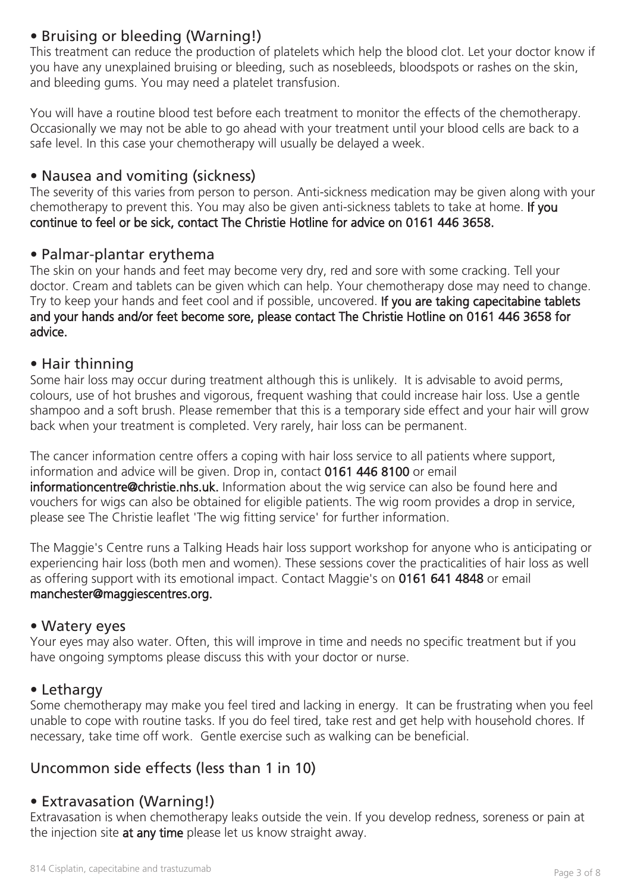## • Bruising or bleeding (Warning!)

This treatment can reduce the production of platelets which help the blood clot. Let your doctor know if you have any unexplained bruising or bleeding, such as nosebleeds, bloodspots or rashes on the skin, and bleeding gums. You may need a platelet transfusion.

You will have a routine blood test before each treatment to monitor the effects of the chemotherapy. Occasionally we may not be able to go ahead with your treatment until your blood cells are back to a safe level. In this case your chemotherapy will usually be delayed a week.

## • Nausea and vomiting (sickness)

The severity of this varies from person to person. Anti-sickness medication may be given along with your chemotherapy to prevent this. You may also be given anti-sickness tablets to take at home. **If you continue to feel or be sick, contact The Christie Hotline for advice on 0161 446 3658.**

## • Palmar-plantar erythema

The skin on your hands and feet may become very dry, red and sore with some cracking. Tell your doctor. Cream and tablets can be given which can help. Your chemotherapy dose may need to change. Try to keep your hands and feet cool and if possible, uncovered. **If you are taking capecitabine tablets and your hands and/or feet become sore, please contact The Christie Hotline on 0161 446 3658 for advice.**

## • Hair thinning

Some hair loss may occur during treatment although this is unlikely. It is advisable to avoid perms, colours, use of hot brushes and vigorous, frequent washing that could increase hair loss. Use a gentle shampoo and a soft brush. Please remember that this is a temporary side effect and your hair will grow back when your treatment is completed. Very rarely, hair loss can be permanent.

The cancer information centre offers a coping with hair loss service to all patients where support, information and advice will be given. Drop in, contact **0161 446 8100** or email **informationcentre@christie.nhs.uk.** Information about the wig service can also be found here and vouchers for wigs can also be obtained for eligible patients. The wig room provides a drop in service, please see The Christie leaflet 'The wig fitting service' for further information.

The Maggie's Centre runs a Talking Heads hair loss support workshop for anyone who is anticipating or experiencing hair loss (both men and women). These sessions cover the practicalities of hair loss as well as offering support with its emotional impact. Contact Maggie's on **0161 641 4848** or email **manchester@maggiescentres.org.**

## • Watery eyes

Your eyes may also water. Often, this will improve in time and needs no specific treatment but if you have ongoing symptoms please discuss this with your doctor or nurse.

## • Lethargy

Some chemotherapy may make you feel tired and lacking in energy. It can be frustrating when you feel unable to cope with routine tasks. If you do feel tired, take rest and get help with household chores. If necessary, take time off work. Gentle exercise such as walking can be beneficial.

## Uncommon side effects (less than 1 in 10)

## • Extravasation (Warning!)

Extravasation is when chemotherapy leaks outside the vein. If you develop redness, soreness or pain at the injection site **at any time** please let us know straight away.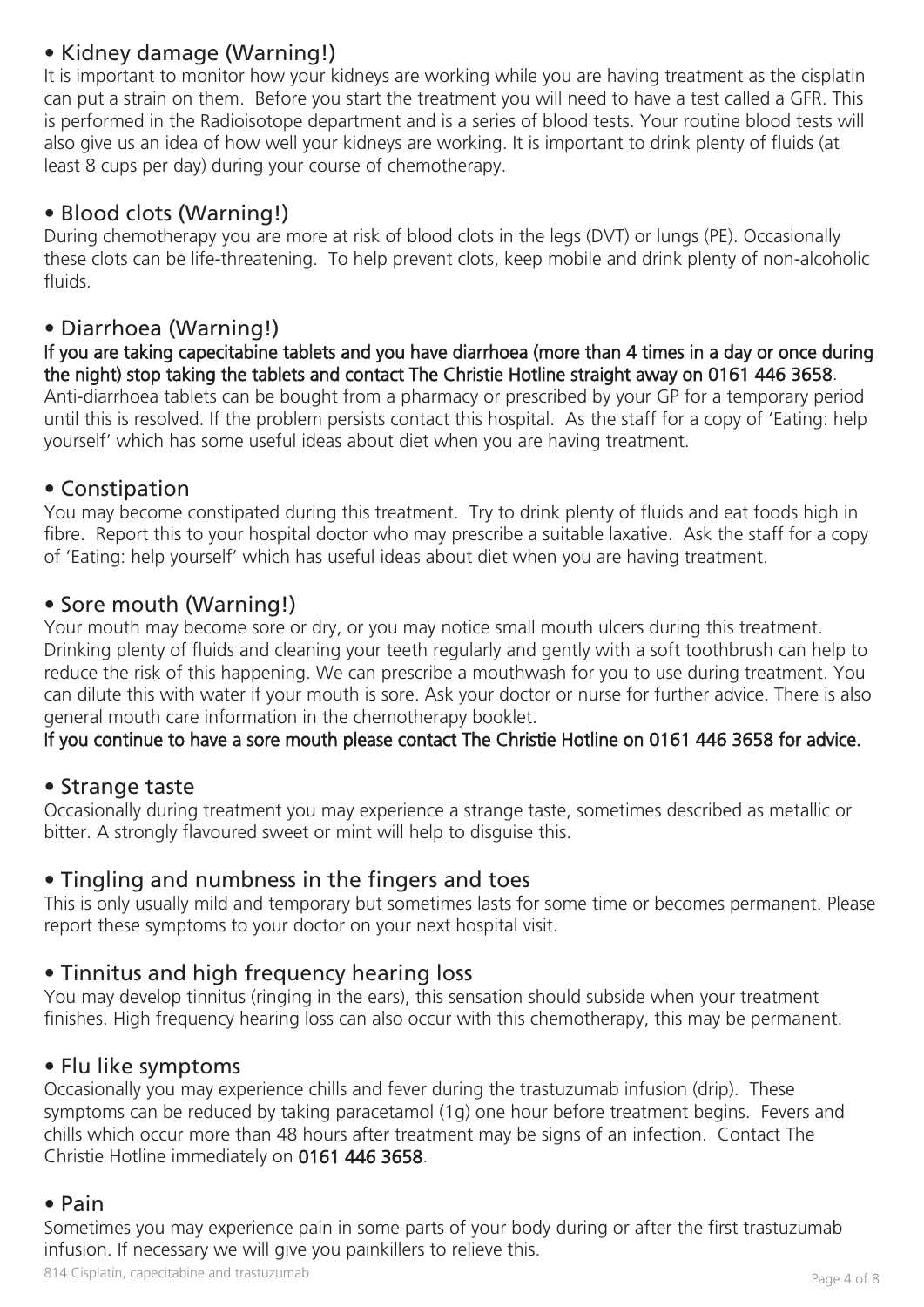## • Kidney damage (Warning!)

It is important to monitor how your kidneys are working while you are having treatment as the cisplatin can put a strain on them. Before you start the treatment you will need to have a test called a GFR. This is performed in the Radioisotope department and is a series of blood tests. Your routine blood tests will also give us an idea of how well your kidneys are working. It is important to drink plenty of fluids (at least 8 cups per day) during your course of chemotherapy.

## • Blood clots (Warning!)

During chemotherapy you are more at risk of blood clots in the legs (DVT) or lungs (PE). Occasionally these clots can be life-threatening. To help prevent clots, keep mobile and drink plenty of non-alcoholic fluids.

## • Diarrhoea (Warning!)

**If you are taking capecitabine tablets and you have diarrhoea (more than 4 times in a day or once during the night) stop taking the tablets and contact The Christie Hotline straight away on 0161 446 3658**. Anti-diarrhoea tablets can be bought from a pharmacy or prescribed by your GP for a temporary period until this is resolved. If the problem persists contact this hospital. As the staff for a copy of 'Eating: help yourself' which has some useful ideas about diet when you are having treatment.

## • Constipation

You may become constipated during this treatment. Try to drink plenty of fluids and eat foods high in fibre. Report this to your hospital doctor who may prescribe a suitable laxative. Ask the staff for a copy of 'Eating: help yourself' which has useful ideas about diet when you are having treatment.

## • Sore mouth (Warning!)

Your mouth may become sore or dry, or you may notice small mouth ulcers during this treatment. Drinking plenty of fluids and cleaning your teeth regularly and gently with a soft toothbrush can help to reduce the risk of this happening. We can prescribe a mouthwash for you to use during treatment. You can dilute this with water if your mouth is sore. Ask your doctor or nurse for further advice. There is also general mouth care information in the chemotherapy booklet.

**If you continue to have a sore mouth please contact The Christie Hotline on 0161 446 3658 for advice.**

## • Strange taste

Occasionally during treatment you may experience a strange taste, sometimes described as metallic or bitter. A strongly flavoured sweet or mint will help to disguise this.

## • Tingling and numbness in the fingers and toes

This is only usually mild and temporary but sometimes lasts for some time or becomes permanent. Please report these symptoms to your doctor on your next hospital visit.

## • Tinnitus and high frequency hearing loss

You may develop tinnitus (ringing in the ears), this sensation should subside when your treatment finishes. High frequency hearing loss can also occur with this chemotherapy, this may be permanent.

## • Flu like symptoms

Occasionally you may experience chills and fever during the trastuzumab infusion (drip). These symptoms can be reduced by taking paracetamol (1g) one hour before treatment begins. Fevers and chills which occur more than 48 hours after treatment may be signs of an infection. Contact The Christie Hotline immediately on **0161 446 3658**.

## • Pain

Sometimes you may experience pain in some parts of your body during or after the first trastuzumab infusion. If necessary we will give you painkillers to relieve this.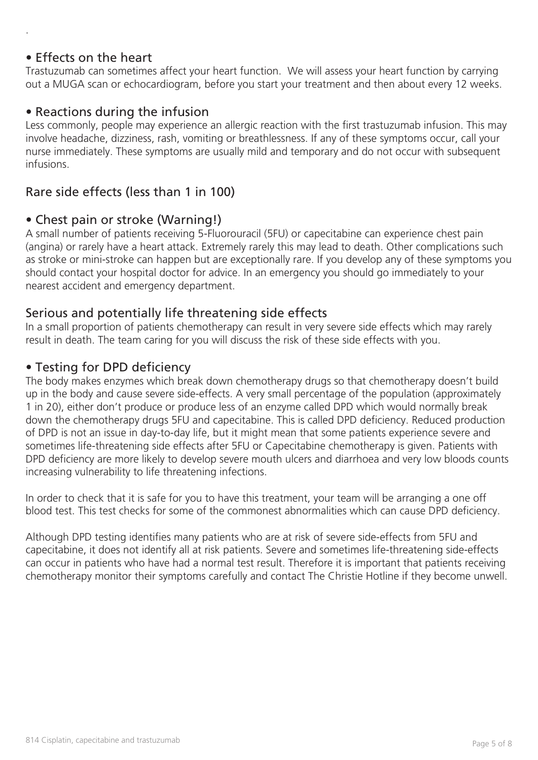## • Effects on the heart

Trastuzumab can sometimes affect your heart function. We will assess your heart function by carrying out a MUGA scan or echocardiogram, before you start your treatment and then about every 12 weeks.

## • Reactions during the infusion

Less commonly, people may experience an allergic reaction with the first trastuzumab infusion. This may involve headache, dizziness, rash, vomiting or breathlessness. If any of these symptoms occur, call your nurse immediately. These symptoms are usually mild and temporary and do not occur with subsequent infusions.

## Rare side effects (less than 1 in 100)

## • Chest pain or stroke (Warning!)

A small number of patients receiving 5-Fluorouracil (5FU) or capecitabine can experience chest pain (angina) or rarely have a heart attack. Extremely rarely this may lead to death. Other complications such as stroke or mini-stroke can happen but are exceptionally rare. If you develop any of these symptoms you should contact your hospital doctor for advice. In an emergency you should go immediately to your nearest accident and emergency department.

## Serious and potentially life threatening side effects

In a small proportion of patients chemotherapy can result in very severe side effects which may rarely result in death. The team caring for you will discuss the risk of these side effects with you.

## • Testing for DPD deficiency

The body makes enzymes which break down chemotherapy drugs so that chemotherapy doesn't build up in the body and cause severe side-effects. A very small percentage of the population (approximately 1 in 20), either don't produce or produce less of an enzyme called DPD which would normally break down the chemotherapy drugs 5FU and capecitabine. This is called DPD deficiency. Reduced production of DPD is not an issue in day-to-day life, but it might mean that some patients experience severe and sometimes life-threatening side effects after 5FU or Capecitabine chemotherapy is given. Patients with DPD deficiency are more likely to develop severe mouth ulcers and diarrhoea and very low bloods counts increasing vulnerability to life threatening infections.

In order to check that it is safe for you to have this treatment, your team will be arranging a one off blood test. This test checks for some of the commonest abnormalities which can cause DPD deficiency.

Although DPD testing identifies many patients who are at risk of severe side-effects from 5FU and capecitabine, it does not identify all at risk patients. Severe and sometimes life-threatening side-effects can occur in patients who have had a normal test result. Therefore it is important that patients receiving chemotherapy monitor their symptoms carefully and contact The Christie Hotline if they become unwell.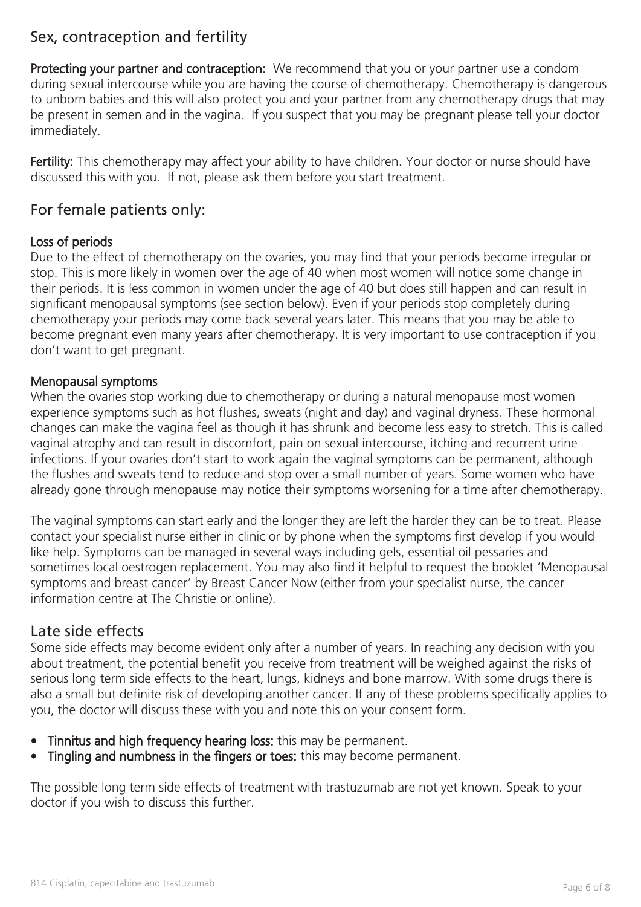## Sex, contraception and fertility

**Protecting your partner and contraception:** We recommend that you or your partner use a condom during sexual intercourse while you are having the course of chemotherapy. Chemotherapy is dangerous to unborn babies and this will also protect you and your partner from any chemotherapy drugs that may be present in semen and in the vagina. If you suspect that you may be pregnant please tell your doctor immediately.

**Fertility:** This chemotherapy may affect your ability to have children. Your doctor or nurse should have discussed this with you. If not, please ask them before you start treatment.

## For female patients only:

### Loss of periods

Due to the effect of chemotherapy on the ovaries, you may find that your periods become irregular or stop. This is more likely in women over the age of 40 when most women will notice some change in their periods. It is less common in women under the age of 40 but does still happen and can result in significant menopausal symptoms (see section below). Even if your periods stop completely during chemotherapy your periods may come back several years later. This means that you may be able to become pregnant even many years after chemotherapy. It is very important to use contraception if you don't want to get pregnant.

### Menopausal symptoms

When the ovaries stop working due to chemotherapy or during a natural menopause most women experience symptoms such as hot flushes, sweats (night and day) and vaginal dryness. These hormonal changes can make the vagina feel as though it has shrunk and become less easy to stretch. This is called vaginal atrophy and can result in discomfort, pain on sexual intercourse, itching and recurrent urine infections. If your ovaries don't start to work again the vaginal symptoms can be permanent, although the flushes and sweats tend to reduce and stop over a small number of years. Some women who have already gone through menopause may notice their symptoms worsening for a time after chemotherapy.

The vaginal symptoms can start early and the longer they are left the harder they can be to treat. Please contact your specialist nurse either in clinic or by phone when the symptoms first develop if you would like help. Symptoms can be managed in several ways including gels, essential oil pessaries and sometimes local oestrogen replacement. You may also find it helpful to request the booklet 'Menopausal symptoms and breast cancer' by Breast Cancer Now (either from your specialist nurse, the cancer information centre at The Christie or online).

## Late side effects

Some side effects may become evident only after a number of years. In reaching any decision with you about treatment, the potential benefit you receive from treatment will be weighed against the risks of serious long term side effects to the heart, lungs, kidneys and bone marrow. With some drugs there is also a small but definite risk of developing another cancer. If any of these problems specifically applies to you, the doctor will discuss these with you and note this on your consent form.

- **Tinnitus and high frequency hearing loss:** this may be permanent.
- **Tingling and numbness in the fingers or toes:** this may become permanent.

The possible long term side effects of treatment with trastuzumab are not yet known. Speak to your doctor if you wish to discuss this further.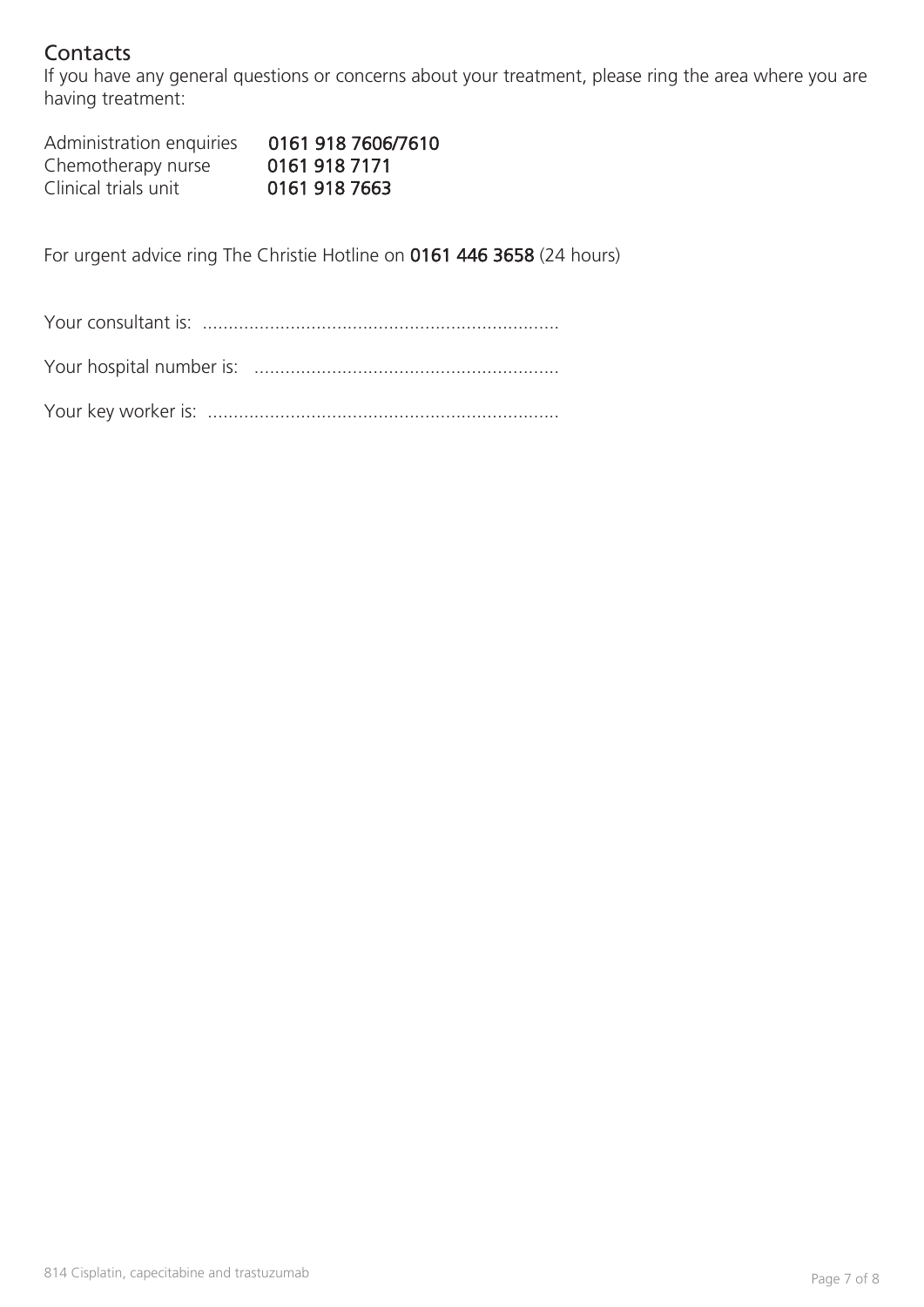## Contacts

If you have any general questions or concerns about your treatment, please ring the area where you are having treatment:

| | |
|---|---|
| Administration enquiries | **0161 918 7606/7610** |
| Chemotherapy nurse | **0161 918 7171** |
| Clinical trials unit | **0161 918 7663** |

For urgent advice ring The Christie Hotline on **0161 446 3658** (24 hours)

Your consultant is: ....................................................................

Your hospital number is: ..........................................................

Your key worker is: ...................................................................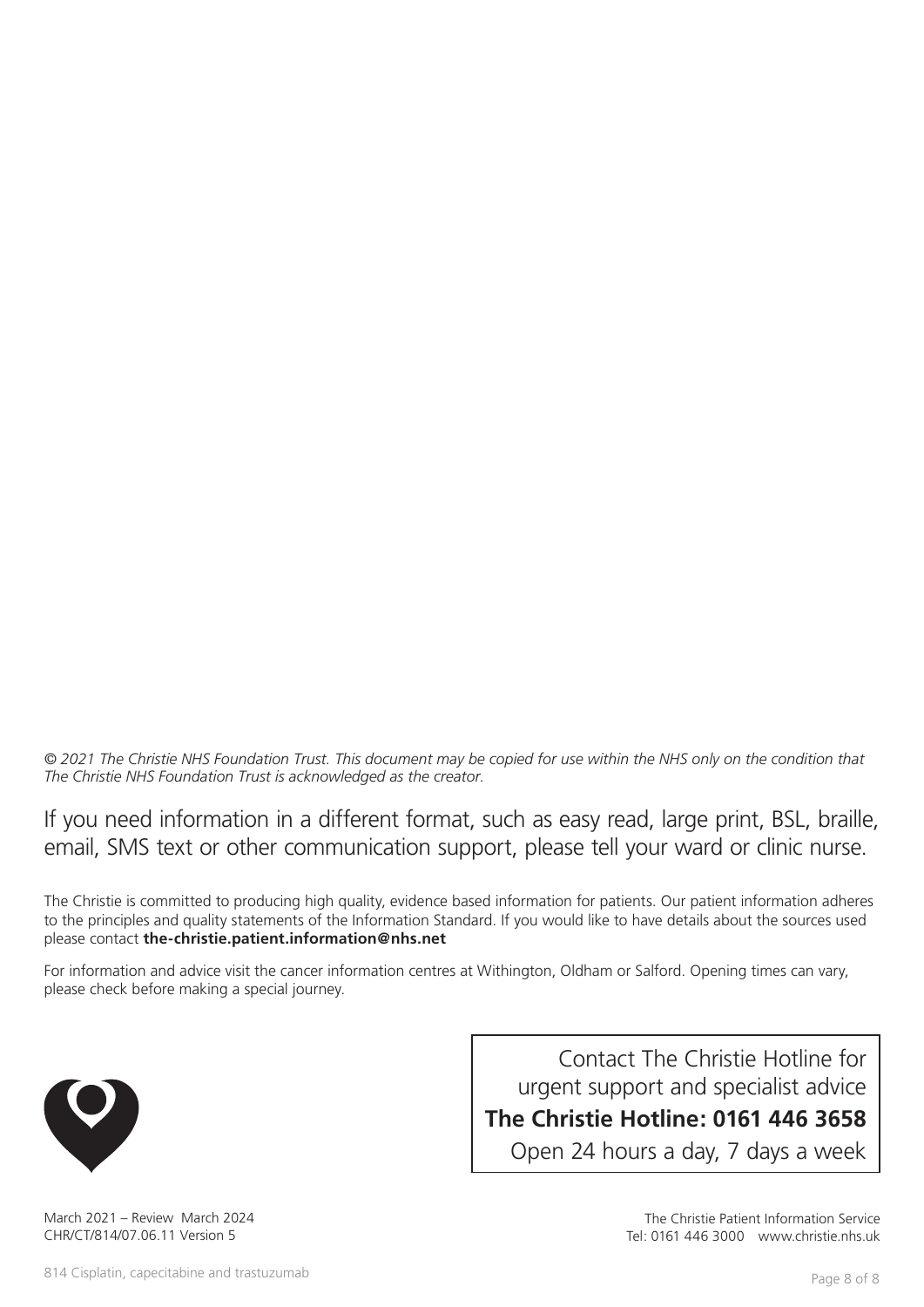*© 2021 The Christie NHS Foundation Trust. This document may be copied for use within the NHS only on the condition that The Christie NHS Foundation Trust is acknowledged as the creator.*

If you need information in a different format, such as easy read, large print, BSL, braille, email, SMS text or other communication support, please tell your ward or clinic nurse.

The Christie is committed to producing high quality, evidence based information for patients. Our patient information adheres to the principles and quality statements of the Information Standard. If you would like to have details about the sources used please contact **the-christie.patient.information@nhs.net**

For information and advice visit the cancer information centres at Withington, Oldham or Salford. Opening times can vary, please check before making a special journey.

Contact The Christie Hotline for urgent support and specialist advice

**The Christie Hotline: 0161 446 3658**

Open 24 hours a day, 7 days a week

March 2021 – Review March 2024
CHR/CT/814/07.06.11 Version 5

The Christie Patient Information Service
Tel: 0161 446 3000 www.christie.nhs.uk

814 Cisplatin, capecitabine and trastuzumab